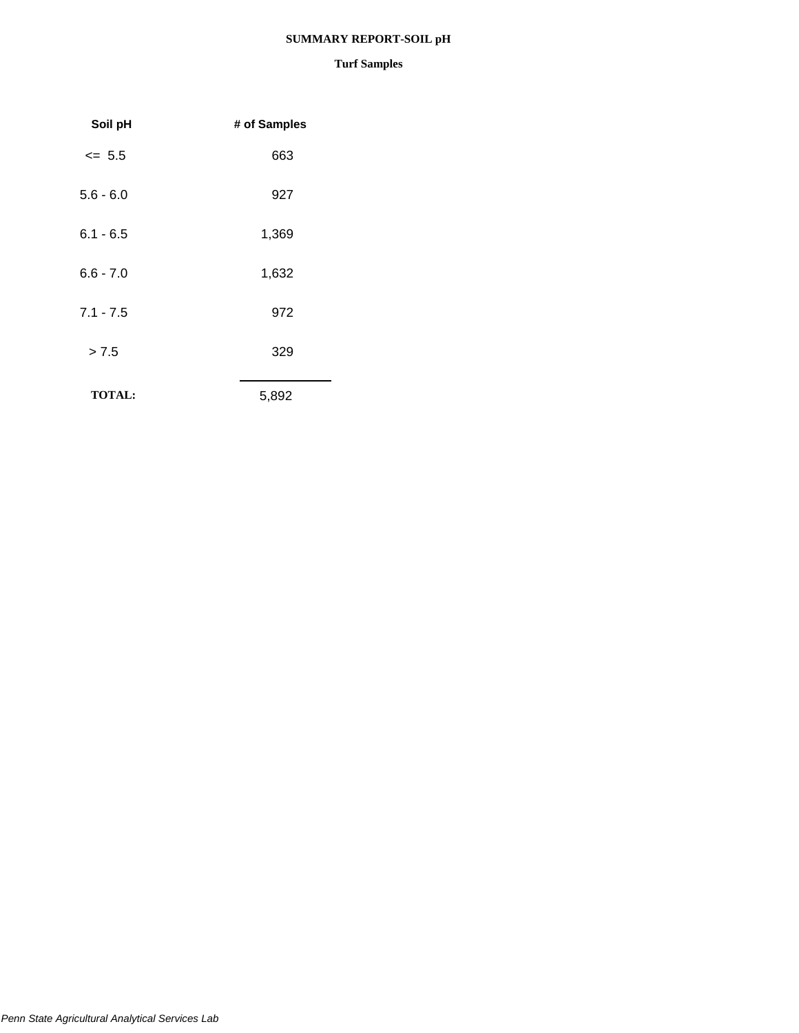# SUMMARY REPORT-SOIL pH

## Turf Samples

| Soil pH | # of Samples |
|---|---|
| <= 5.5 | 663 |
| 5.6 - 6.0 | 927 |
| 6.1 - 6.5 | 1,369 |
| 6.6 - 7.0 | 1,632 |
| 7.1 - 7.5 | 972 |
| > 7.5 | 329 |
| **TOTAL:** | 5,892 |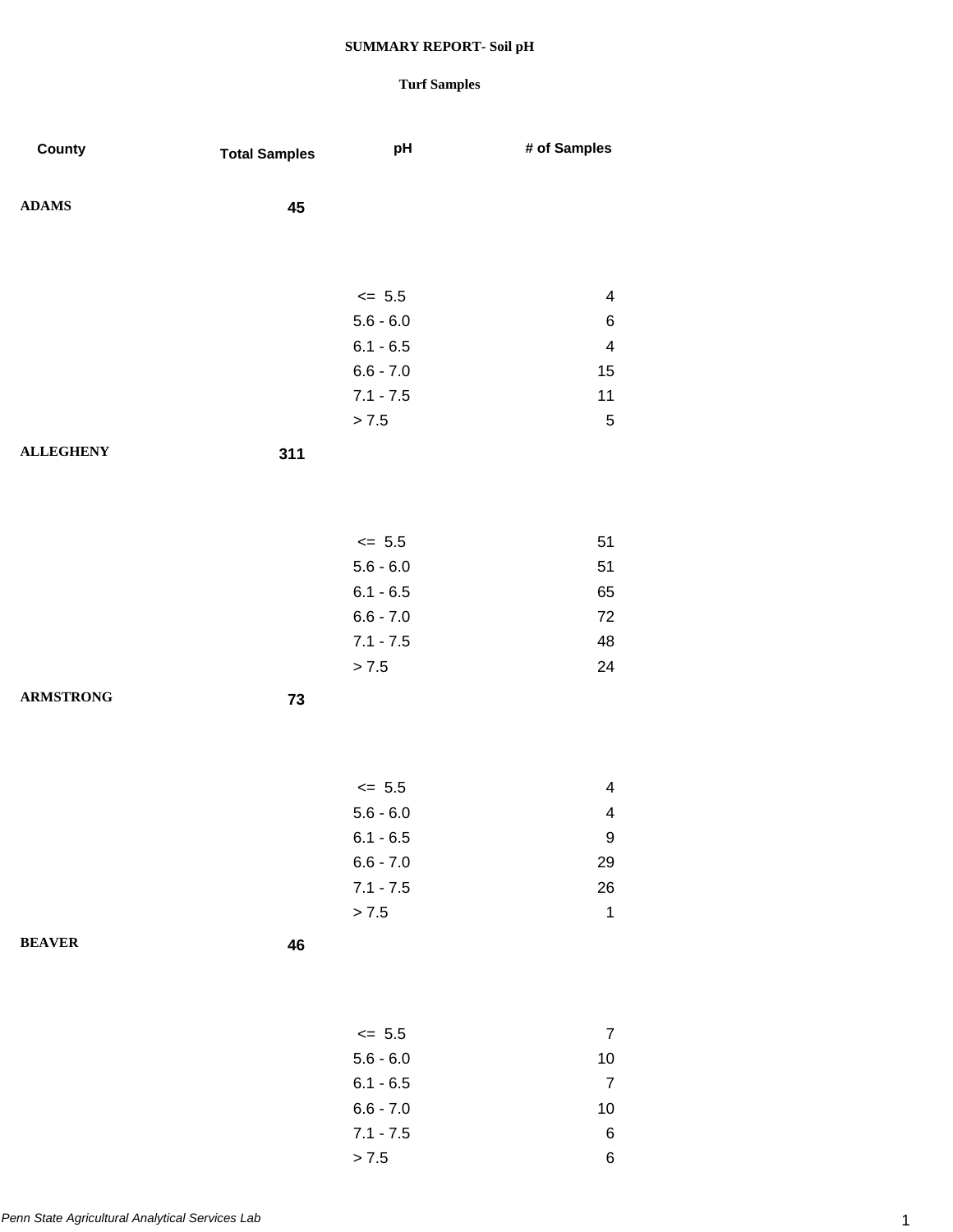**SUMMARY REPORT- Soil pH**

**Turf Samples**

| County | Total Samples | pH | # of Samples |
|---|---|---|---|
| **ADAMS** | **45** | | |
| | | <= 5.5 | 4 |
| | | 5.6 - 6.0 | 6 |
| | | 6.1 - 6.5 | 4 |
| | | 6.6 - 7.0 | 15 |
| | | 7.1 - 7.5 | 11 |
| | | > 7.5 | 5 |
| **ALLEGHENY** | **311** | | |
| | | <= 5.5 | 51 |
| | | 5.6 - 6.0 | 51 |
| | | 6.1 - 6.5 | 65 |
| | | 6.6 - 7.0 | 72 |
| | | 7.1 - 7.5 | 48 |
| | | > 7.5 | 24 |
| **ARMSTRONG** | **73** | | |
| | | <= 5.5 | 4 |
| | | 5.6 - 6.0 | 4 |
| | | 6.1 - 6.5 | 9 |
| | | 6.6 - 7.0 | 29 |
| | | 7.1 - 7.5 | 26 |
| | | > 7.5 | 1 |
| **BEAVER** | **46** | | |
| | | <= 5.5 | 7 |
| | | 5.6 - 6.0 | 10 |
| | | 6.1 - 6.5 | 7 |
| | | 6.6 - 7.0 | 10 |
| | | 7.1 - 7.5 | 6 |
| | | > 7.5 | 6 |

*Penn State Agricultural Analytical Services Lab*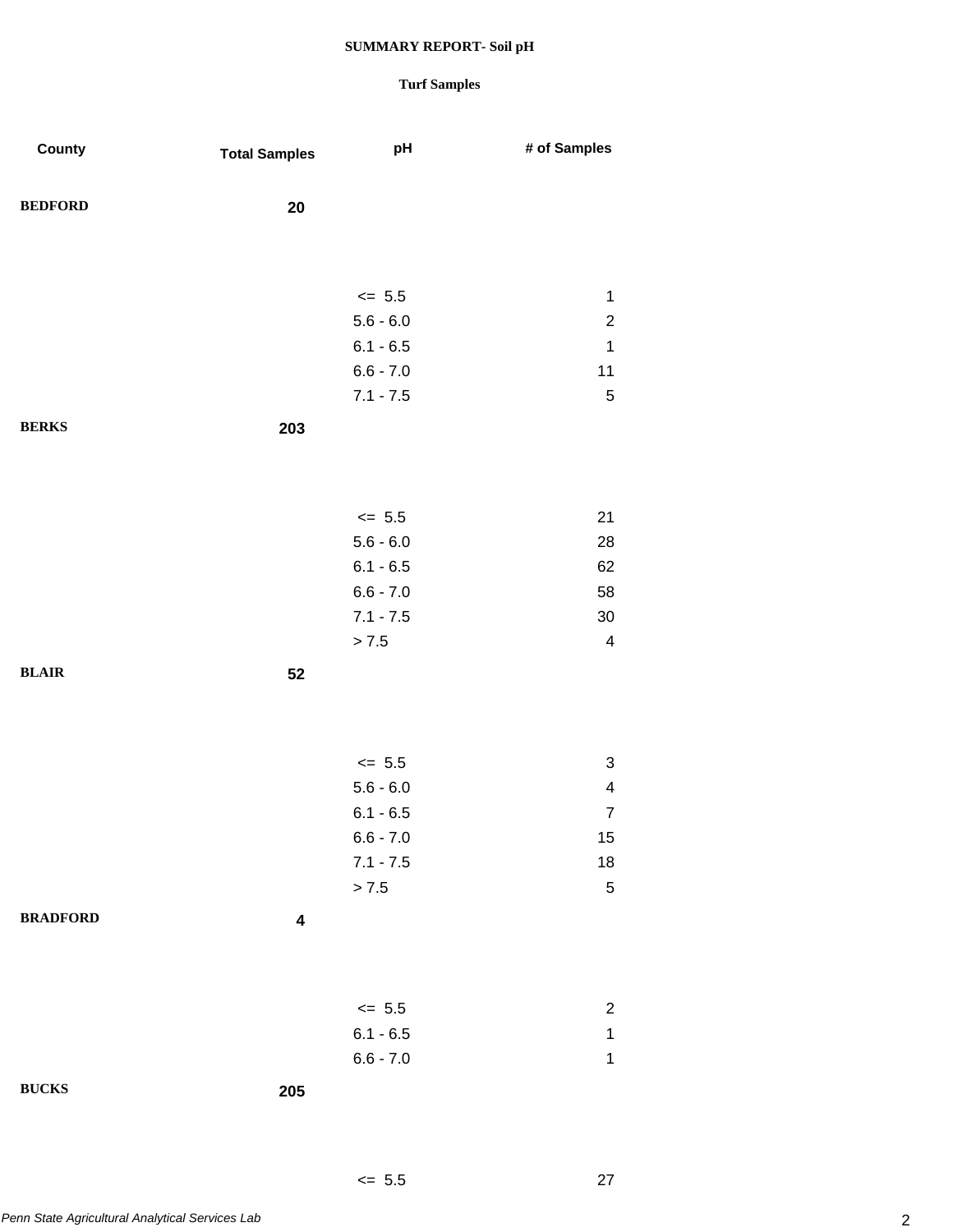**SUMMARY REPORT- Soil pH**

**Turf Samples**

| County | Total Samples | pH | # of Samples |
|---|---|---|---|
| **BEDFORD** | **20** | | |
| | | <= 5.5 | 1 |
| | | 5.6 - 6.0 | 2 |
| | | 6.1 - 6.5 | 1 |
| | | 6.6 - 7.0 | 11 |
| | | 7.1 - 7.5 | 5 |
| **BERKS** | **203** | | |
| | | <= 5.5 | 21 |
| | | 5.6 - 6.0 | 28 |
| | | 6.1 - 6.5 | 62 |
| | | 6.6 - 7.0 | 58 |
| | | 7.1 - 7.5 | 30 |
| | | > 7.5 | 4 |
| **BLAIR** | **52** | | |
| | | <= 5.5 | 3 |
| | | 5.6 - 6.0 | 4 |
| | | 6.1 - 6.5 | 7 |
| | | 6.6 - 7.0 | 15 |
| | | 7.1 - 7.5 | 18 |
| | | > 7.5 | 5 |
| **BRADFORD** | **4** | | |
| | | <= 5.5 | 2 |
| | | 6.1 - 6.5 | 1 |
| | | 6.6 - 7.0 | 1 |
| **BUCKS** | **205** | | |
| | | <= 5.5 | 27 |

*Penn State Agricultural Analytical Services Lab*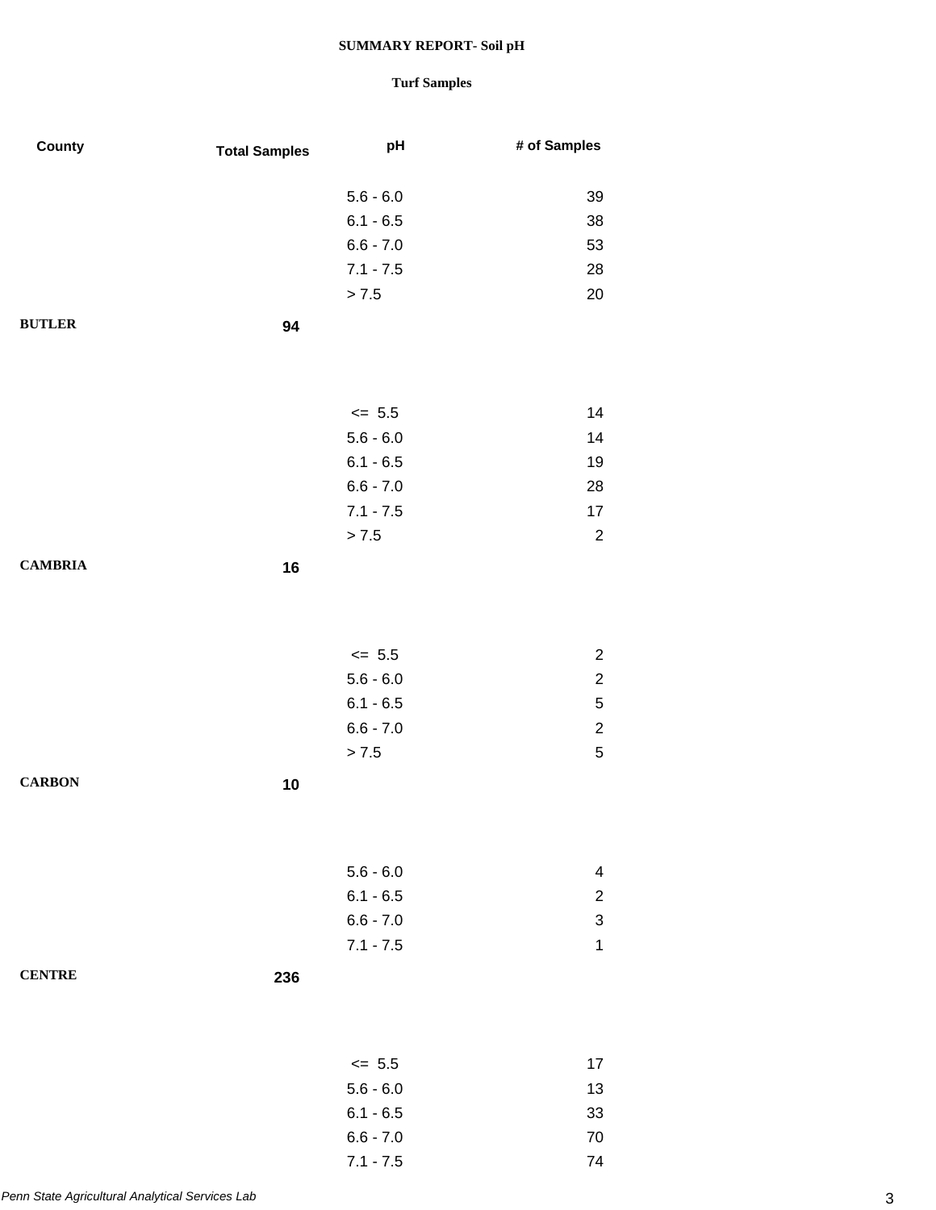**SUMMARY REPORT- Soil pH**

**Turf Samples**

| County | Total Samples | pH | # of Samples |
|---|---|---|---|
| | | 5.6 - 6.0 | 39 |
| | | 6.1 - 6.5 | 38 |
| | | 6.6 - 7.0 | 53 |
| | | 7.1 - 7.5 | 28 |
| | | > 7.5 | 20 |
| **BUTLER** | **94** | | |
| | | <= 5.5 | 14 |
| | | 5.6 - 6.0 | 14 |
| | | 6.1 - 6.5 | 19 |
| | | 6.6 - 7.0 | 28 |
| | | 7.1 - 7.5 | 17 |
| | | > 7.5 | 2 |
| **CAMBRIA** | **16** | | |
| | | <= 5.5 | 2 |
| | | 5.6 - 6.0 | 2 |
| | | 6.1 - 6.5 | 5 |
| | | 6.6 - 7.0 | 2 |
| | | > 7.5 | 5 |
| **CARBON** | **10** | | |
| | | 5.6 - 6.0 | 4 |
| | | 6.1 - 6.5 | 2 |
| | | 6.6 - 7.0 | 3 |
| | | 7.1 - 7.5 | 1 |
| **CENTRE** | **236** | | |
| | | <= 5.5 | 17 |
| | | 5.6 - 6.0 | 13 |
| | | 6.1 - 6.5 | 33 |
| | | 6.6 - 7.0 | 70 |
| | | 7.1 - 7.5 | 74 |

*Penn State Agricultural Analytical Services Lab*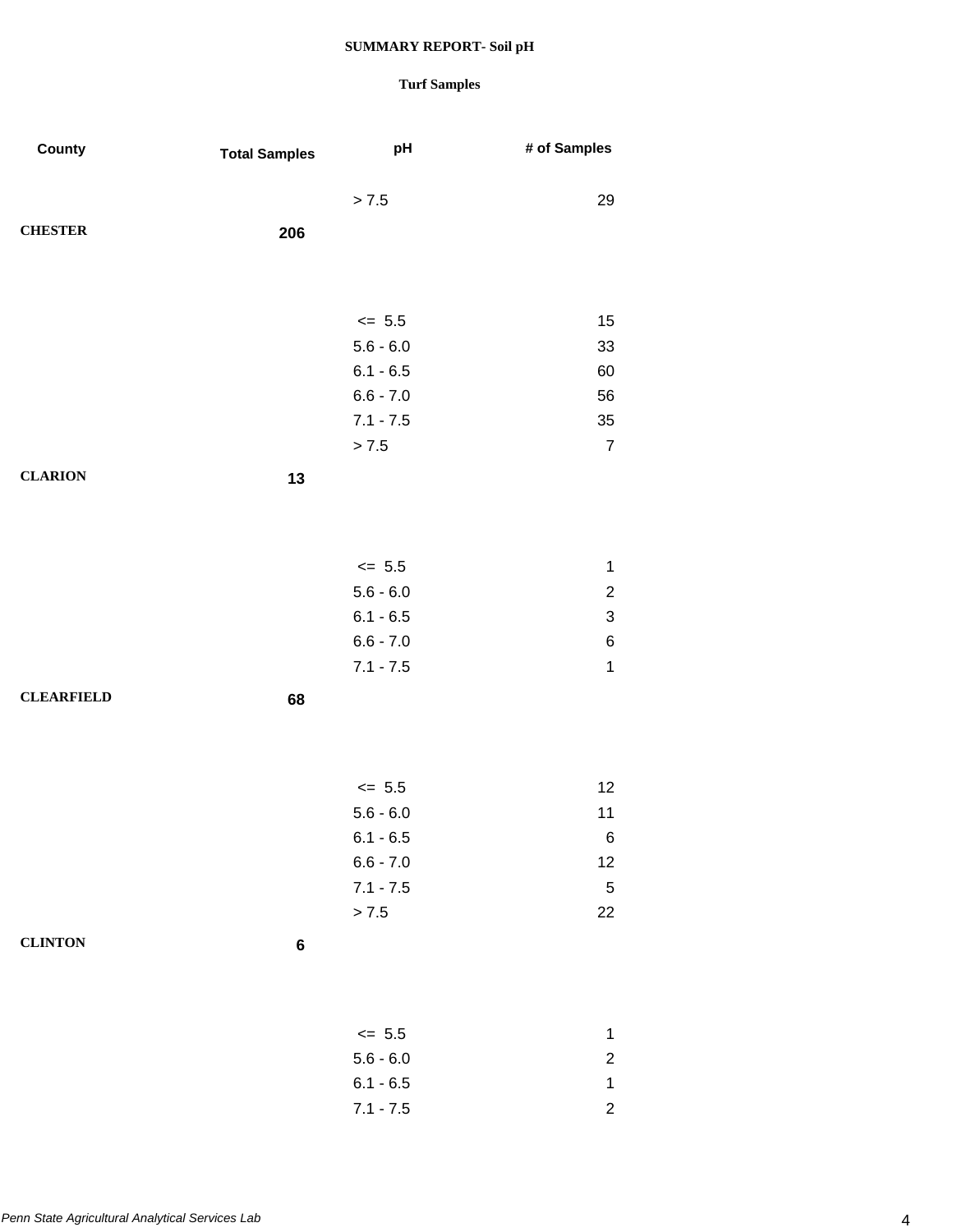**SUMMARY REPORT- Soil pH**

**Turf Samples**

| County | Total Samples | pH | # of Samples |
|---|---|---|---|
| | | > 7.5 | 29 |
| **CHESTER** | **206** | | |
| | | <= 5.5 | 15 |
| | | 5.6 - 6.0 | 33 |
| | | 6.1 - 6.5 | 60 |
| | | 6.6 - 7.0 | 56 |
| | | 7.1 - 7.5 | 35 |
| | | > 7.5 | 7 |
| **CLARION** | **13** | | |
| | | <= 5.5 | 1 |
| | | 5.6 - 6.0 | 2 |
| | | 6.1 - 6.5 | 3 |
| | | 6.6 - 7.0 | 6 |
| | | 7.1 - 7.5 | 1 |
| **CLEARFIELD** | **68** | | |
| | | <= 5.5 | 12 |
| | | 5.6 - 6.0 | 11 |
| | | 6.1 - 6.5 | 6 |
| | | 6.6 - 7.0 | 12 |
| | | 7.1 - 7.5 | 5 |
| | | > 7.5 | 22 |
| **CLINTON** | **6** | | |
| | | <= 5.5 | 1 |
| | | 5.6 - 6.0 | 2 |
| | | 6.1 - 6.5 | 1 |
| | | 7.1 - 7.5 | 2 |

*Penn State Agricultural Analytical Services Lab*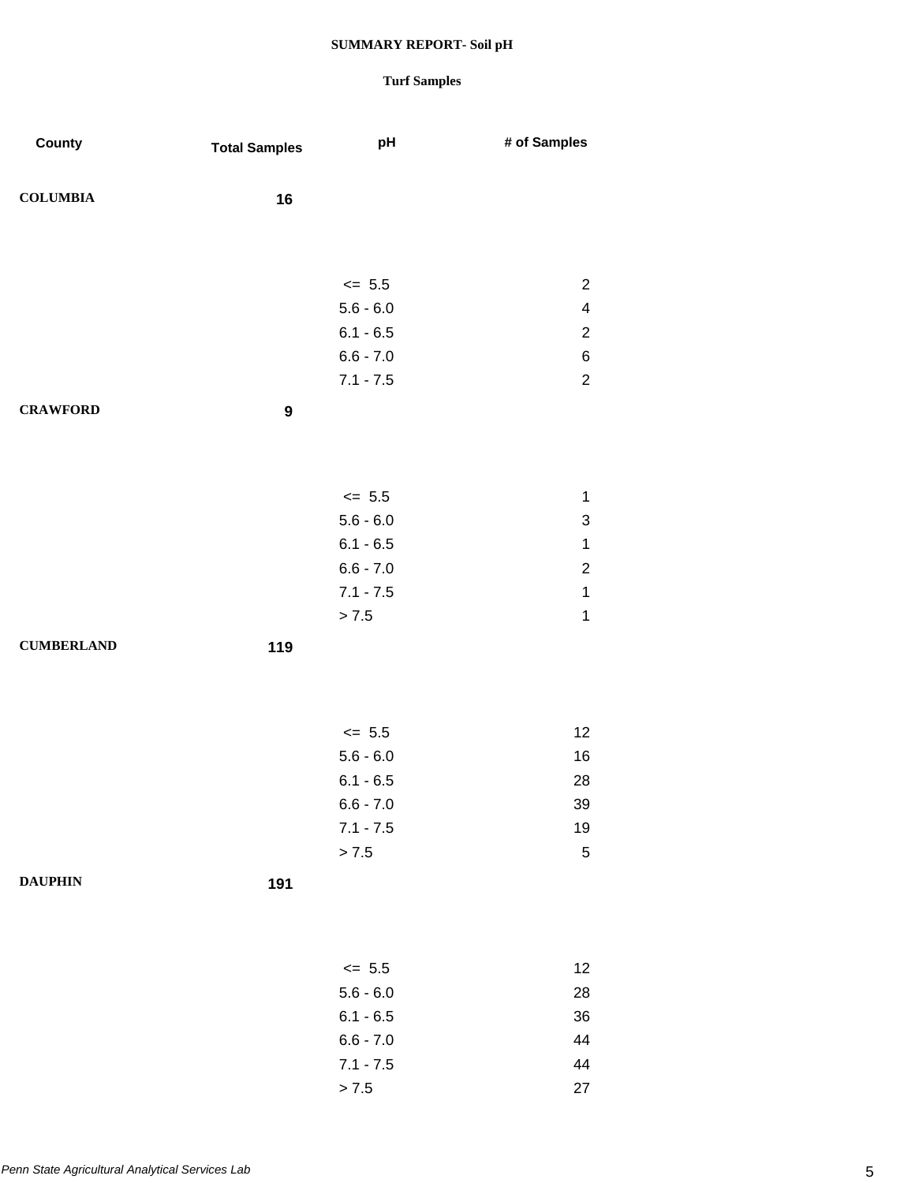**SUMMARY REPORT- Soil pH**

**Turf Samples**

| County | Total Samples | pH | # of Samples |
|---|---|---|---|
| **COLUMBIA** | **16** | | |
| | | <= 5.5 | 2 |
| | | 5.6 - 6.0 | 4 |
| | | 6.1 - 6.5 | 2 |
| | | 6.6 - 7.0 | 6 |
| | | 7.1 - 7.5 | 2 |
| **CRAWFORD** | **9** | | |
| | | <= 5.5 | 1 |
| | | 5.6 - 6.0 | 3 |
| | | 6.1 - 6.5 | 1 |
| | | 6.6 - 7.0 | 2 |
| | | 7.1 - 7.5 | 1 |
| | | > 7.5 | 1 |
| **CUMBERLAND** | **119** | | |
| | | <= 5.5 | 12 |
| | | 5.6 - 6.0 | 16 |
| | | 6.1 - 6.5 | 28 |
| | | 6.6 - 7.0 | 39 |
| | | 7.1 - 7.5 | 19 |
| | | > 7.5 | 5 |
| **DAUPHIN** | **191** | | |
| | | <= 5.5 | 12 |
| | | 5.6 - 6.0 | 28 |
| | | 6.1 - 6.5 | 36 |
| | | 6.6 - 7.0 | 44 |
| | | 7.1 - 7.5 | 44 |
| | | > 7.5 | 27 |

*Penn State Agricultural Analytical Services Lab*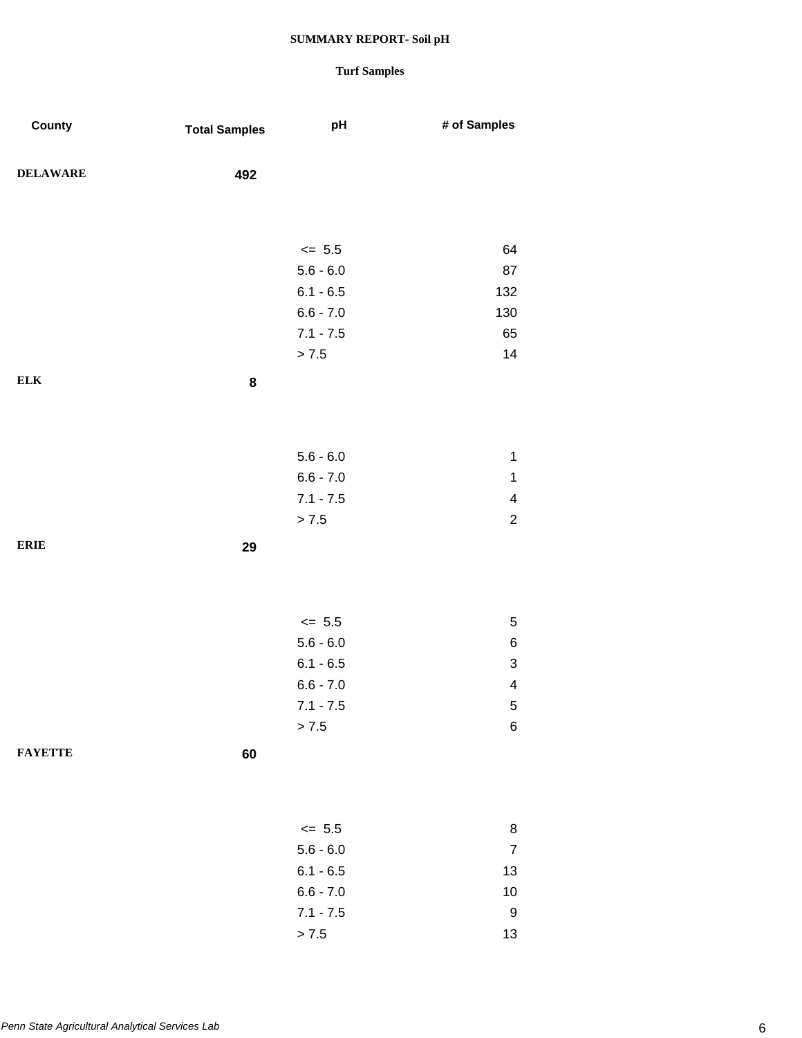**SUMMARY REPORT- Soil pH**

**Turf Samples**

| County | Total Samples | pH | # of Samples |
|---|---|---|---|
| **DELAWARE** | **492** | | |
| | | <= 5.5 | 64 |
| | | 5.6 - 6.0 | 87 |
| | | 6.1 - 6.5 | 132 |
| | | 6.6 - 7.0 | 130 |
| | | 7.1 - 7.5 | 65 |
| | | > 7.5 | 14 |
| **ELK** | **8** | | |
| | | 5.6 - 6.0 | 1 |
| | | 6.6 - 7.0 | 1 |
| | | 7.1 - 7.5 | 4 |
| | | > 7.5 | 2 |
| **ERIE** | **29** | | |
| | | <= 5.5 | 5 |
| | | 5.6 - 6.0 | 6 |
| | | 6.1 - 6.5 | 3 |
| | | 6.6 - 7.0 | 4 |
| | | 7.1 - 7.5 | 5 |
| | | > 7.5 | 6 |
| **FAYETTE** | **60** | | |
| | | <= 5.5 | 8 |
| | | 5.6 - 6.0 | 7 |
| | | 6.1 - 6.5 | 13 |
| | | 6.6 - 7.0 | 10 |
| | | 7.1 - 7.5 | 9 |
| | | > 7.5 | 13 |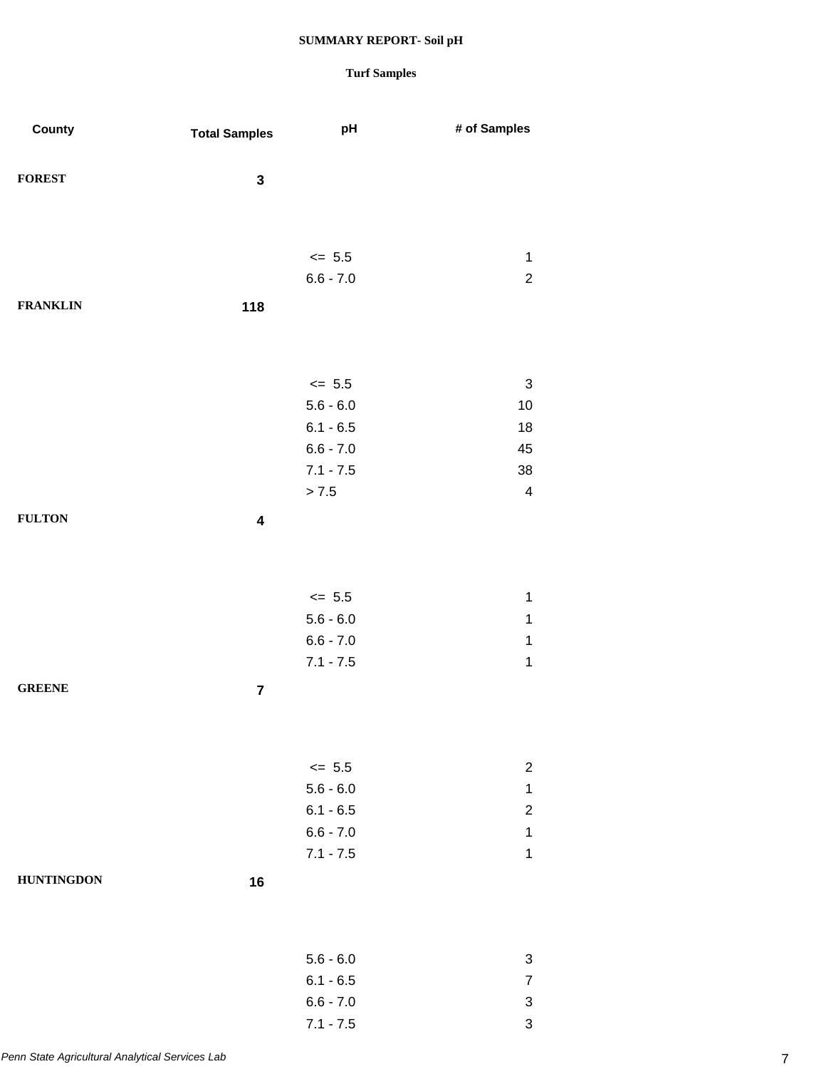**SUMMARY REPORT- Soil pH**

**Turf Samples**

| County | Total Samples | pH | # of Samples |
|---|---|---|---|
| **FOREST** | **3** | | |
| | | <= 5.5 | 1 |
| | | 6.6 - 7.0 | 2 |
| **FRANKLIN** | **118** | | |
| | | <= 5.5 | 3 |
| | | 5.6 - 6.0 | 10 |
| | | 6.1 - 6.5 | 18 |
| | | 6.6 - 7.0 | 45 |
| | | 7.1 - 7.5 | 38 |
| | | > 7.5 | 4 |
| **FULTON** | **4** | | |
| | | <= 5.5 | 1 |
| | | 5.6 - 6.0 | 1 |
| | | 6.6 - 7.0 | 1 |
| | | 7.1 - 7.5 | 1 |
| **GREENE** | **7** | | |
| | | <= 5.5 | 2 |
| | | 5.6 - 6.0 | 1 |
| | | 6.1 - 6.5 | 2 |
| | | 6.6 - 7.0 | 1 |
| | | 7.1 - 7.5 | 1 |
| **HUNTINGDON** | **16** | | |
| | | 5.6 - 6.0 | 3 |
| | | 6.1 - 6.5 | 7 |
| | | 6.6 - 7.0 | 3 |
| | | 7.1 - 7.5 | 3 |

*Penn State Agricultural Analytical Services Lab*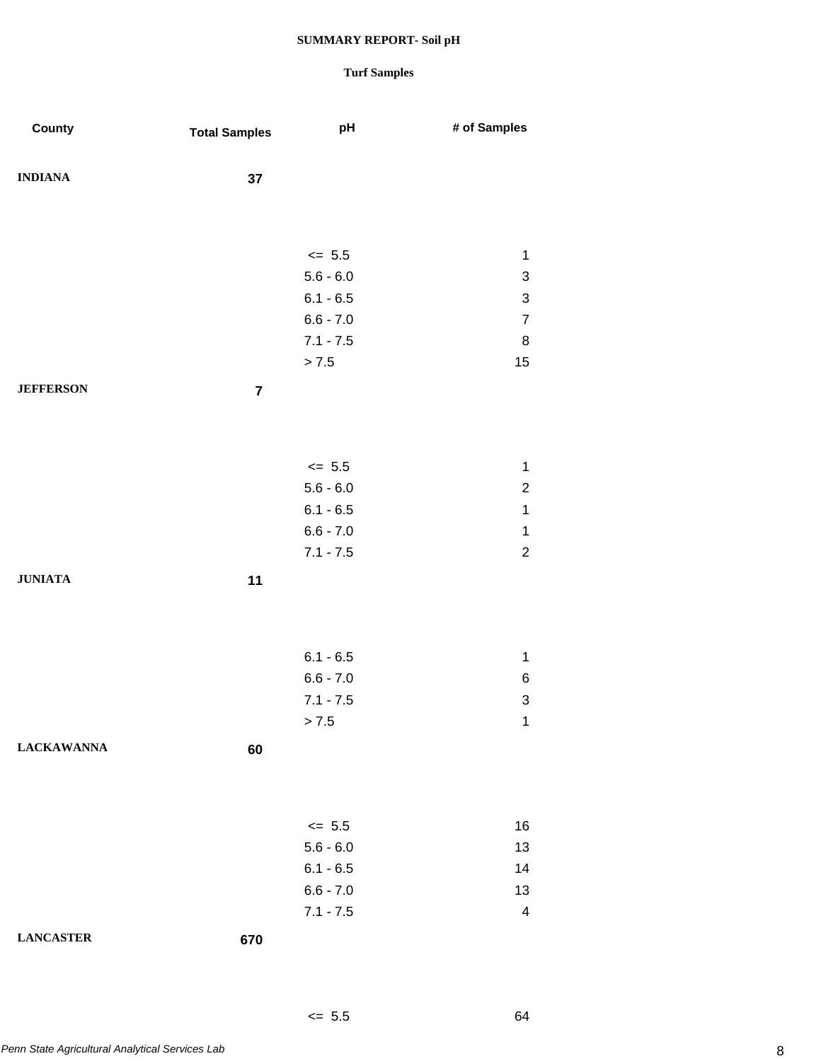**SUMMARY REPORT- Soil pH**

**Turf Samples**

| County | Total Samples | pH | # of Samples |
|---|---|---|---|
| **INDIANA** | **37** | | |
| | | <= 5.5 | 1 |
| | | 5.6 - 6.0 | 3 |
| | | 6.1 - 6.5 | 3 |
| | | 6.6 - 7.0 | 7 |
| | | 7.1 - 7.5 | 8 |
| | | > 7.5 | 15 |
| **JEFFERSON** | **7** | | |
| | | <= 5.5 | 1 |
| | | 5.6 - 6.0 | 2 |
| | | 6.1 - 6.5 | 1 |
| | | 6.6 - 7.0 | 1 |
| | | 7.1 - 7.5 | 2 |
| **JUNIATA** | **11** | | |
| | | 6.1 - 6.5 | 1 |
| | | 6.6 - 7.0 | 6 |
| | | 7.1 - 7.5 | 3 |
| | | > 7.5 | 1 |
| **LACKAWANNA** | **60** | | |
| | | <= 5.5 | 16 |
| | | 5.6 - 6.0 | 13 |
| | | 6.1 - 6.5 | 14 |
| | | 6.6 - 7.0 | 13 |
| | | 7.1 - 7.5 | 4 |
| **LANCASTER** | **670** | | |
| | | <= 5.5 | 64 |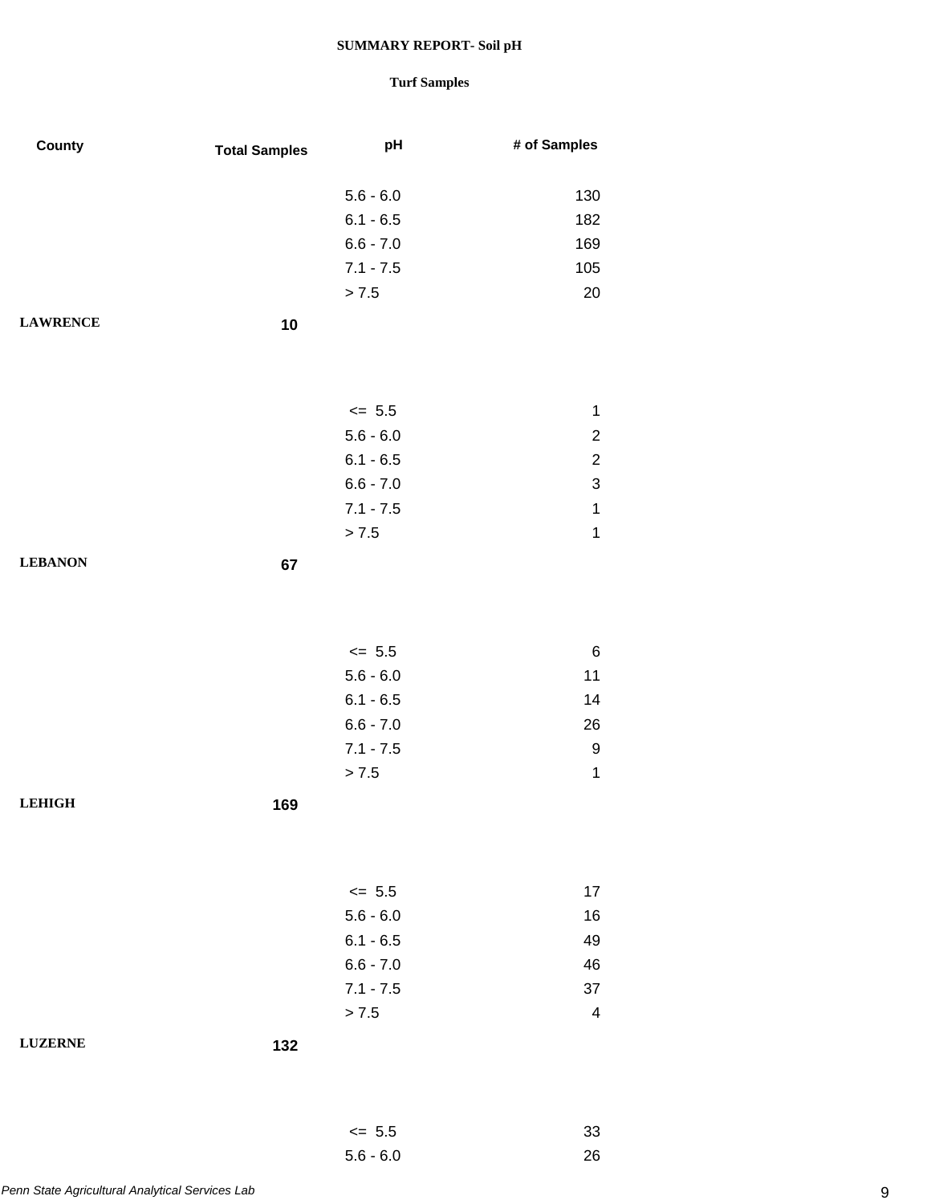**SUMMARY REPORT- Soil pH**

**Turf Samples**

| County | Total Samples | pH | # of Samples |
|---|---|---|---|
| | | 5.6 - 6.0 | 130 |
| | | 6.1 - 6.5 | 182 |
| | | 6.6 - 7.0 | 169 |
| | | 7.1 - 7.5 | 105 |
| | | > 7.5 | 20 |
| **LAWRENCE** | **10** | | |
| | | <= 5.5 | 1 |
| | | 5.6 - 6.0 | 2 |
| | | 6.1 - 6.5 | 2 |
| | | 6.6 - 7.0 | 3 |
| | | 7.1 - 7.5 | 1 |
| | | > 7.5 | 1 |
| **LEBANON** | **67** | | |
| | | <= 5.5 | 6 |
| | | 5.6 - 6.0 | 11 |
| | | 6.1 - 6.5 | 14 |
| | | 6.6 - 7.0 | 26 |
| | | 7.1 - 7.5 | 9 |
| | | > 7.5 | 1 |
| **LEHIGH** | **169** | | |
| | | <= 5.5 | 17 |
| | | 5.6 - 6.0 | 16 |
| | | 6.1 - 6.5 | 49 |
| | | 6.6 - 7.0 | 46 |
| | | 7.1 - 7.5 | 37 |
| | | > 7.5 | 4 |
| **LUZERNE** | **132** | | |
| | | <= 5.5 | 33 |
| | | 5.6 - 6.0 | 26 |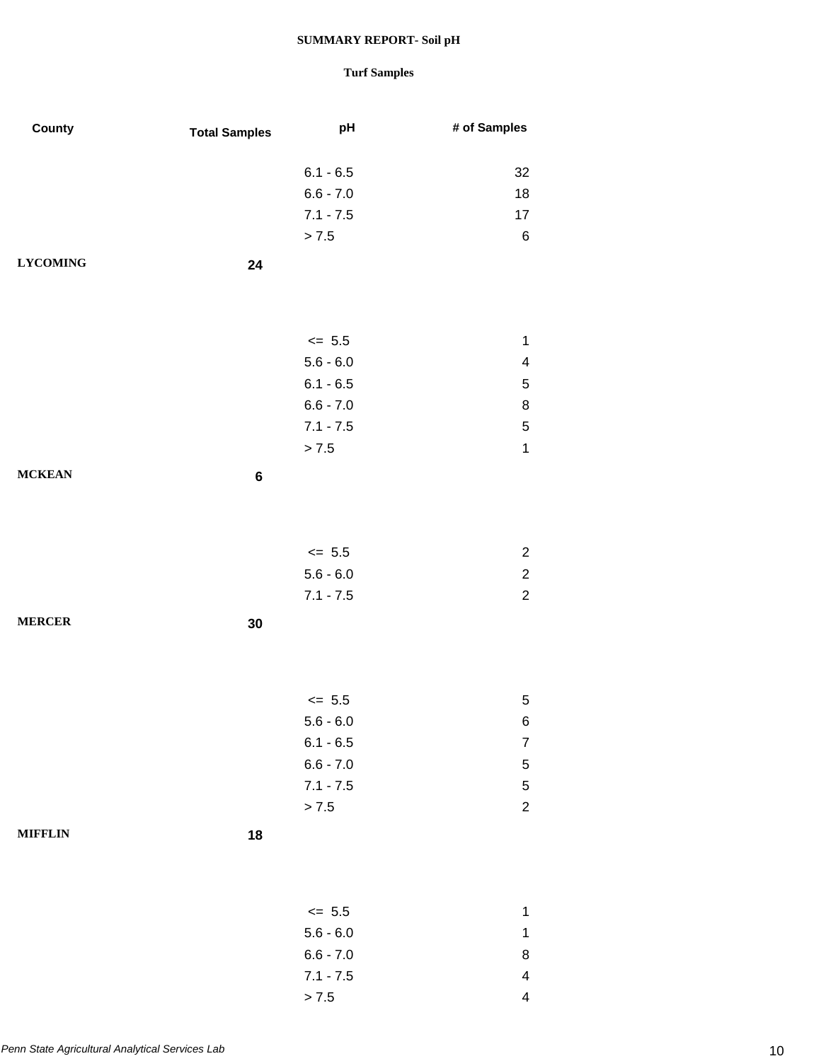**SUMMARY REPORT- Soil pH**

**Turf Samples**

| County | Total Samples | pH | # of Samples |
|---|---|---|---|
| | | 6.1 - 6.5 | 32 |
| | | 6.6 - 7.0 | 18 |
| | | 7.1 - 7.5 | 17 |
| | | > 7.5 | 6 |
| **LYCOMING** | **24** | | |
| | | <= 5.5 | 1 |
| | | 5.6 - 6.0 | 4 |
| | | 6.1 - 6.5 | 5 |
| | | 6.6 - 7.0 | 8 |
| | | 7.1 - 7.5 | 5 |
| | | > 7.5 | 1 |
| **MCKEAN** | **6** | | |
| | | <= 5.5 | 2 |
| | | 5.6 - 6.0 | 2 |
| | | 7.1 - 7.5 | 2 |
| **MERCER** | **30** | | |
| | | <= 5.5 | 5 |
| | | 5.6 - 6.0 | 6 |
| | | 6.1 - 6.5 | 7 |
| | | 6.6 - 7.0 | 5 |
| | | 7.1 - 7.5 | 5 |
| | | > 7.5 | 2 |
| **MIFFLIN** | **18** | | |
| | | <= 5.5 | 1 |
| | | 5.6 - 6.0 | 1 |
| | | 6.6 - 7.0 | 8 |
| | | 7.1 - 7.5 | 4 |
| | | > 7.5 | 4 |

*Penn State Agricultural Analytical Services Lab*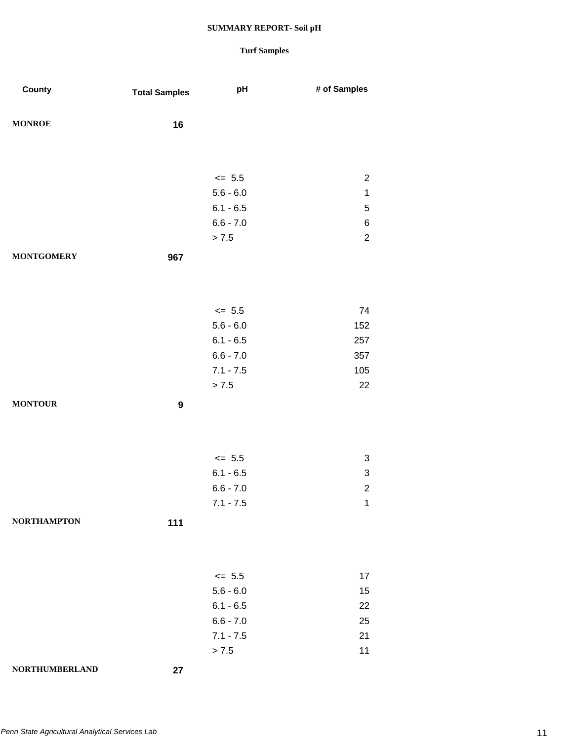**SUMMARY REPORT- Soil pH**

**Turf Samples**

| County | Total Samples | pH | # of Samples |
|---|---|---|---|
| **MONROE** | **16** | | |
| | | <= 5.5 | 2 |
| | | 5.6 - 6.0 | 1 |
| | | 6.1 - 6.5 | 5 |
| | | 6.6 - 7.0 | 6 |
| | | > 7.5 | 2 |
| **MONTGOMERY** | **967** | | |
| | | <= 5.5 | 74 |
| | | 5.6 - 6.0 | 152 |
| | | 6.1 - 6.5 | 257 |
| | | 6.6 - 7.0 | 357 |
| | | 7.1 - 7.5 | 105 |
| | | > 7.5 | 22 |
| **MONTOUR** | **9** | | |
| | | <= 5.5 | 3 |
| | | 6.1 - 6.5 | 3 |
| | | 6.6 - 7.0 | 2 |
| | | 7.1 - 7.5 | 1 |
| **NORTHAMPTON** | **111** | | |
| | | <= 5.5 | 17 |
| | | 5.6 - 6.0 | 15 |
| | | 6.1 - 6.5 | 22 |
| | | 6.6 - 7.0 | 25 |
| | | 7.1 - 7.5 | 21 |
| | | > 7.5 | 11 |
| **NORTHUMBERLAND** | **27** | | |

*Penn State Agricultural Analytical Services Lab*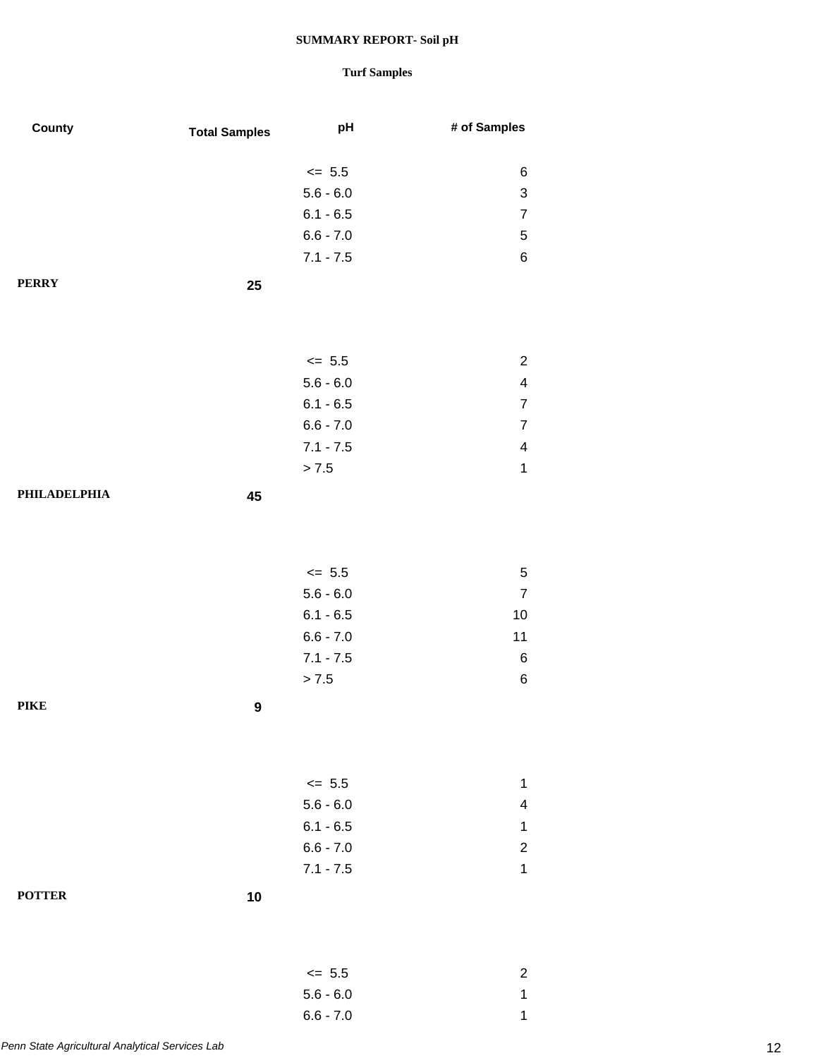**SUMMARY REPORT- Soil pH**

**Turf Samples**

| County | Total Samples | pH | # of Samples |
|---|---|---|---|
| | | <= 5.5 | 6 |
| | | 5.6 - 6.0 | 3 |
| | | 6.1 - 6.5 | 7 |
| | | 6.6 - 7.0 | 5 |
| | | 7.1 - 7.5 | 6 |
| **PERRY** | **25** | | |
| | | <= 5.5 | 2 |
| | | 5.6 - 6.0 | 4 |
| | | 6.1 - 6.5 | 7 |
| | | 6.6 - 7.0 | 7 |
| | | 7.1 - 7.5 | 4 |
| | | > 7.5 | 1 |
| **PHILADELPHIA** | **45** | | |
| | | <= 5.5 | 5 |
| | | 5.6 - 6.0 | 7 |
| | | 6.1 - 6.5 | 10 |
| | | 6.6 - 7.0 | 11 |
| | | 7.1 - 7.5 | 6 |
| | | > 7.5 | 6 |
| **PIKE** | **9** | | |
| | | <= 5.5 | 1 |
| | | 5.6 - 6.0 | 4 |
| | | 6.1 - 6.5 | 1 |
| | | 6.6 - 7.0 | 2 |
| | | 7.1 - 7.5 | 1 |
| **POTTER** | **10** | | |
| | | <= 5.5 | 2 |
| | | 5.6 - 6.0 | 1 |
| | | 6.6 - 7.0 | 1 |

*Penn State Agricultural Analytical Services Lab*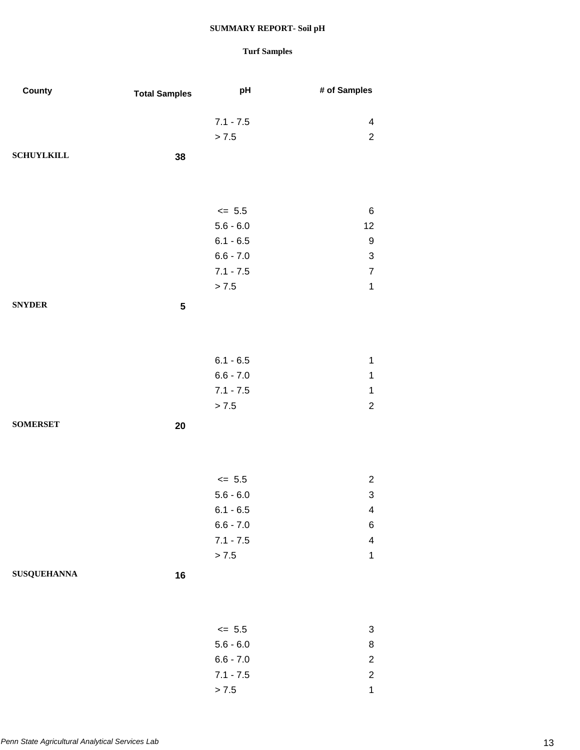**SUMMARY REPORT- Soil pH**

**Turf Samples**

| County | Total Samples | pH | # of Samples |
|---|---|---|---|
| | | 7.1 - 7.5 | 4 |
| | | > 7.5 | 2 |
| **SCHUYLKILL** | **38** | | |
| | | <= 5.5 | 6 |
| | | 5.6 - 6.0 | 12 |
| | | 6.1 - 6.5 | 9 |
| | | 6.6 - 7.0 | 3 |
| | | 7.1 - 7.5 | 7 |
| | | > 7.5 | 1 |
| **SNYDER** | **5** | | |
| | | 6.1 - 6.5 | 1 |
| | | 6.6 - 7.0 | 1 |
| | | 7.1 - 7.5 | 1 |
| | | > 7.5 | 2 |
| **SOMERSET** | **20** | | |
| | | <= 5.5 | 2 |
| | | 5.6 - 6.0 | 3 |
| | | 6.1 - 6.5 | 4 |
| | | 6.6 - 7.0 | 6 |
| | | 7.1 - 7.5 | 4 |
| | | > 7.5 | 1 |
| **SUSQUEHANNA** | **16** | | |
| | | <= 5.5 | 3 |
| | | 5.6 - 6.0 | 8 |
| | | 6.6 - 7.0 | 2 |
| | | 7.1 - 7.5 | 2 |
| | | > 7.5 | 1 |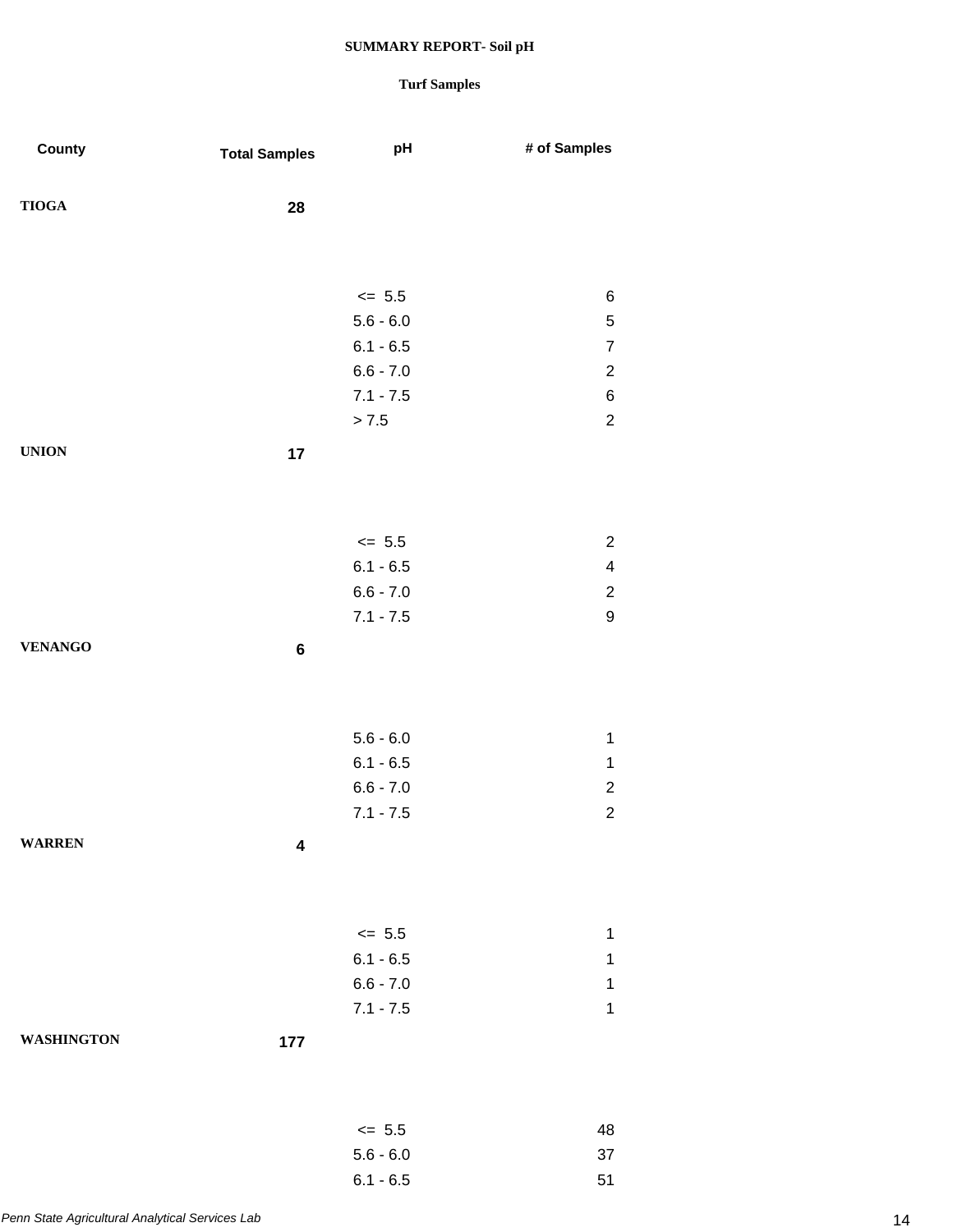**SUMMARY REPORT- Soil pH**

**Turf Samples**

| County | Total Samples | pH | # of Samples |
|---|---|---|---|
| **TIOGA** | **28** | | |
| | | <= 5.5 | 6 |
| | | 5.6 - 6.0 | 5 |
| | | 6.1 - 6.5 | 7 |
| | | 6.6 - 7.0 | 2 |
| | | 7.1 - 7.5 | 6 |
| | | > 7.5 | 2 |
| **UNION** | **17** | | |
| | | <= 5.5 | 2 |
| | | 6.1 - 6.5 | 4 |
| | | 6.6 - 7.0 | 2 |
| | | 7.1 - 7.5 | 9 |
| **VENANGO** | **6** | | |
| | | 5.6 - 6.0 | 1 |
| | | 6.1 - 6.5 | 1 |
| | | 6.6 - 7.0 | 2 |
| | | 7.1 - 7.5 | 2 |
| **WARREN** | **4** | | |
| | | <= 5.5 | 1 |
| | | 6.1 - 6.5 | 1 |
| | | 6.6 - 7.0 | 1 |
| | | 7.1 - 7.5 | 1 |
| **WASHINGTON** | **177** | | |
| | | <= 5.5 | 48 |
| | | 5.6 - 6.0 | 37 |
| | | 6.1 - 6.5 | 51 |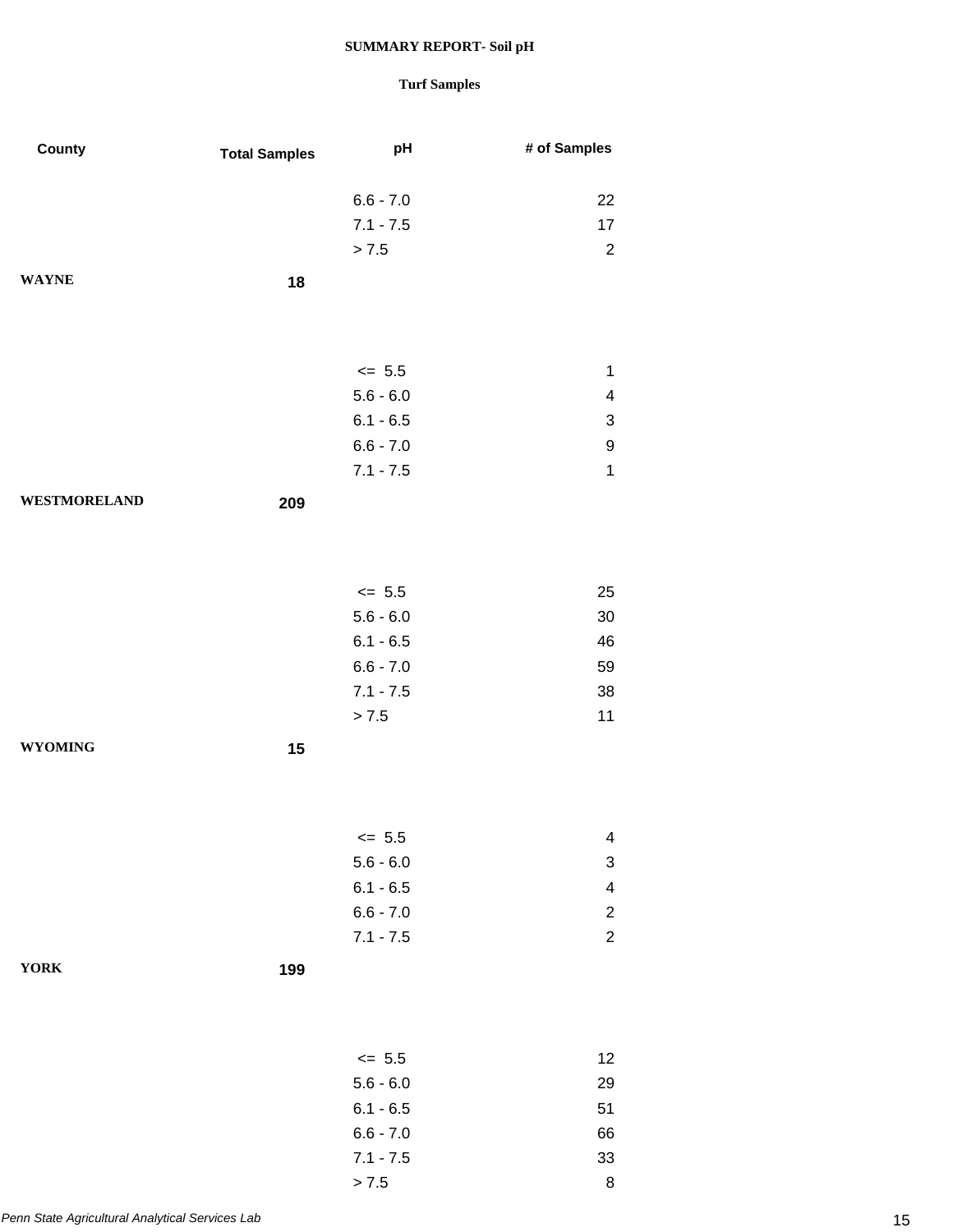**SUMMARY REPORT- Soil pH**

**Turf Samples**

| County | Total Samples | pH | # of Samples |
|---|---|---|---|
| | | 6.6 - 7.0 | 22 |
| | | 7.1 - 7.5 | 17 |
| | | > 7.5 | 2 |
| **WAYNE** | **18** | | |
| | | <= 5.5 | 1 |
| | | 5.6 - 6.0 | 4 |
| | | 6.1 - 6.5 | 3 |
| | | 6.6 - 7.0 | 9 |
| | | 7.1 - 7.5 | 1 |
| **WESTMORELAND** | **209** | | |
| | | <= 5.5 | 25 |
| | | 5.6 - 6.0 | 30 |
| | | 6.1 - 6.5 | 46 |
| | | 6.6 - 7.0 | 59 |
| | | 7.1 - 7.5 | 38 |
| | | > 7.5 | 11 |
| **WYOMING** | **15** | | |
| | | <= 5.5 | 4 |
| | | 5.6 - 6.0 | 3 |
| | | 6.1 - 6.5 | 4 |
| | | 6.6 - 7.0 | 2 |
| | | 7.1 - 7.5 | 2 |
| **YORK** | **199** | | |
| | | <= 5.5 | 12 |
| | | 5.6 - 6.0 | 29 |
| | | 6.1 - 6.5 | 51 |
| | | 6.6 - 7.0 | 66 |
| | | 7.1 - 7.5 | 33 |
| | | > 7.5 | 8 |

*Penn State Agricultural Analytical Services Lab*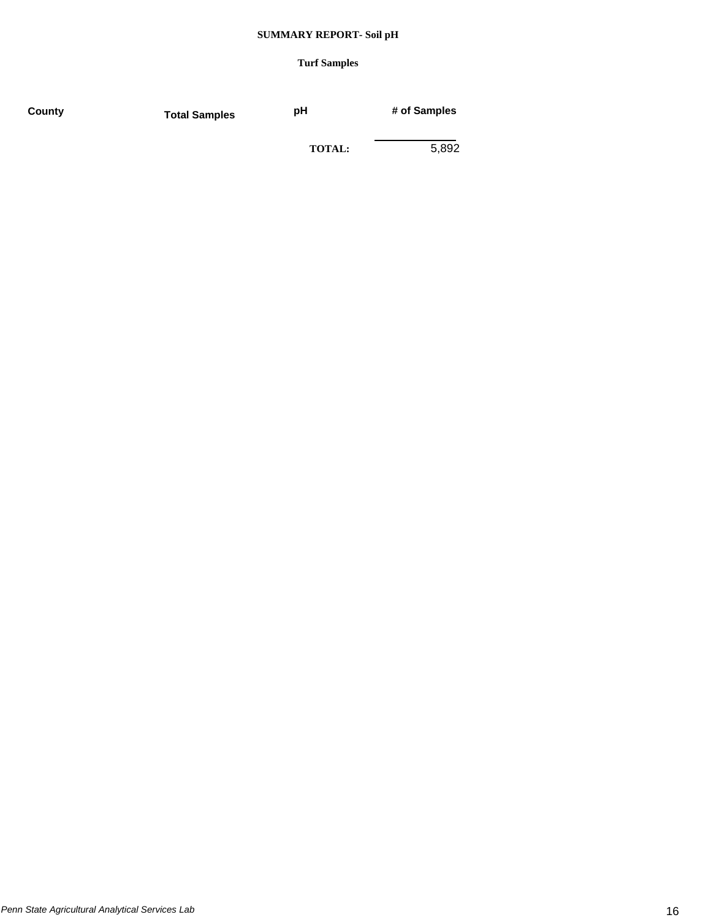**SUMMARY REPORT- Soil pH**

**Turf Samples**

| County | Total Samples | pH | # of Samples |
|---|---|---|---|
| | | **TOTAL:** | 5,892 |